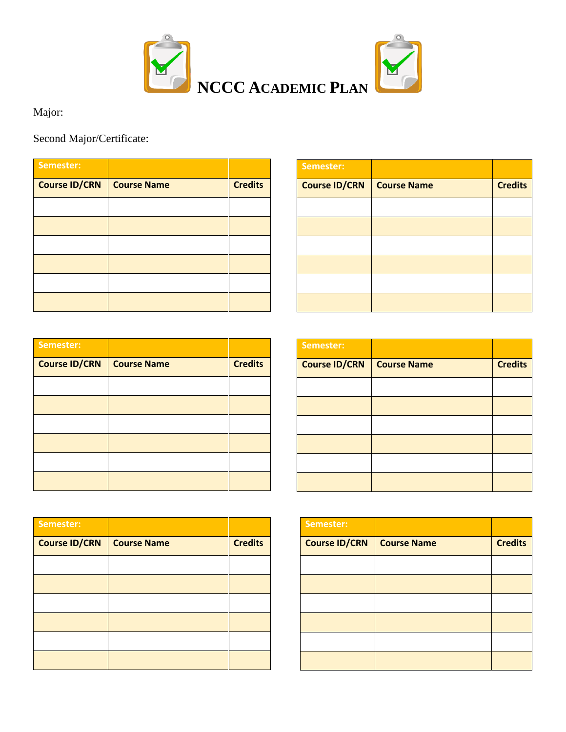# NCCC Academic Plan

Major:

Second Major/Certificate:

| Semester: | | |
|---|---|---|
| **Course ID/CRN** | **Course Name** | **Credits** |
| | | |
| | | |
| | | |
| | | |
| | | |
| | | |

| Semester: | | |
|---|---|---|
| **Course ID/CRN** | **Course Name** | **Credits** |
| | | |
| | | |
| | | |
| | | |
| | | |
| | | |

| Semester: | | |
|---|---|---|
| **Course ID/CRN** | **Course Name** | **Credits** |
| | | |
| | | |
| | | |
| | | |
| | | |
| | | |

| Semester: | | |
|---|---|---|
| **Course ID/CRN** | **Course Name** | **Credits** |
| | | |
| | | |
| | | |
| | | |
| | | |
| | | |

| Semester: | | |
|---|---|---|
| **Course ID/CRN** | **Course Name** | **Credits** |
| | | |
| | | |
| | | |
| | | |
| | | |
| | | |

| Semester: | | |
|---|---|---|
| **Course ID/CRN** | **Course Name** | **Credits** |
| | | |
| | | |
| | | |
| | | |
| | | |
| | | |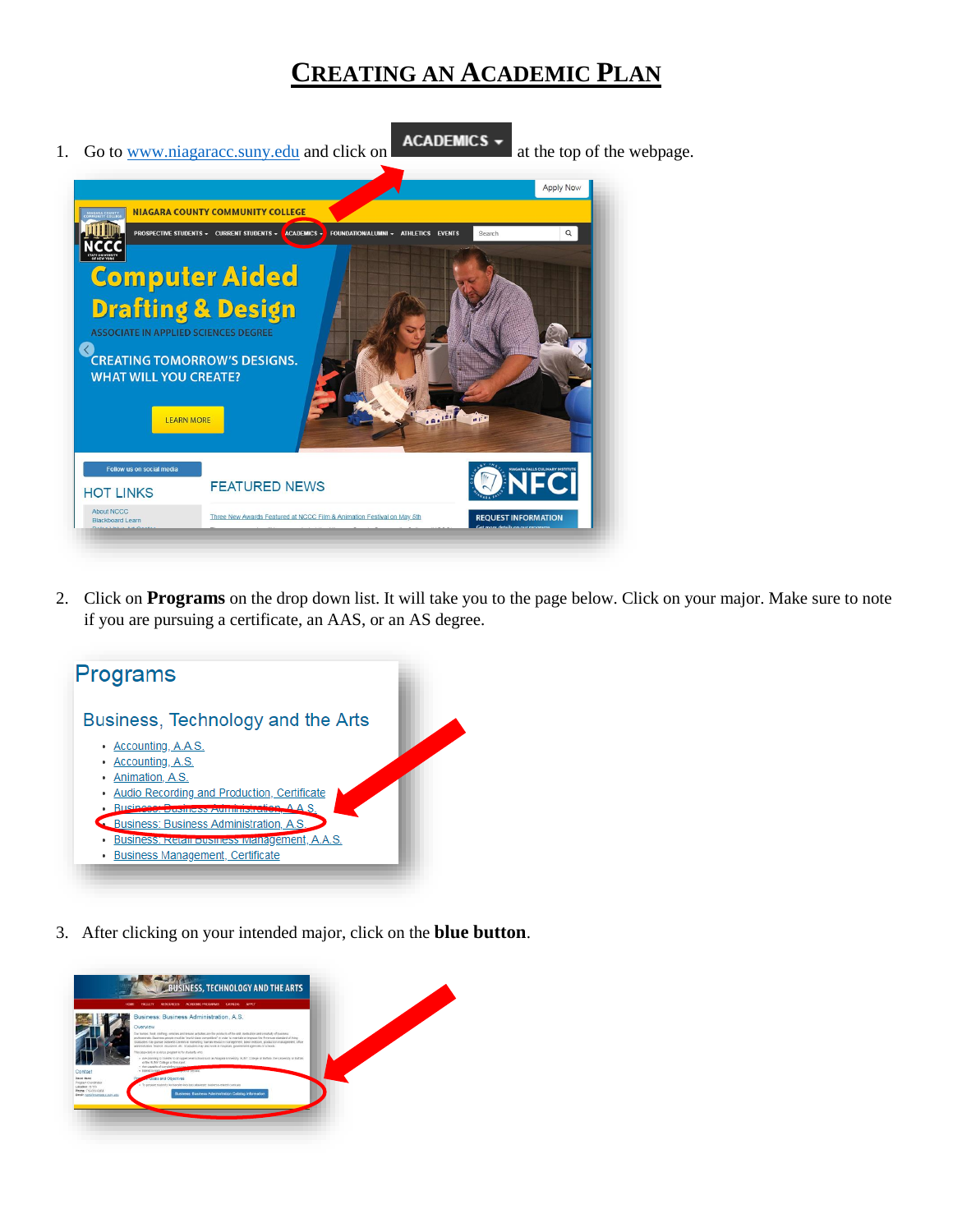# CREATING AN ACADEMIC PLAN

1. Go to www.niagaracc.suny.edu and click on **ACADEMICS** at the top of the webpage.

2. Click on **Programs** on the drop down list. It will take you to the page below. Click on your major. Make sure to note if you are pursuing a certificate, an AAS, or an AS degree.

3. After clicking on your intended major, click on the **blue button**.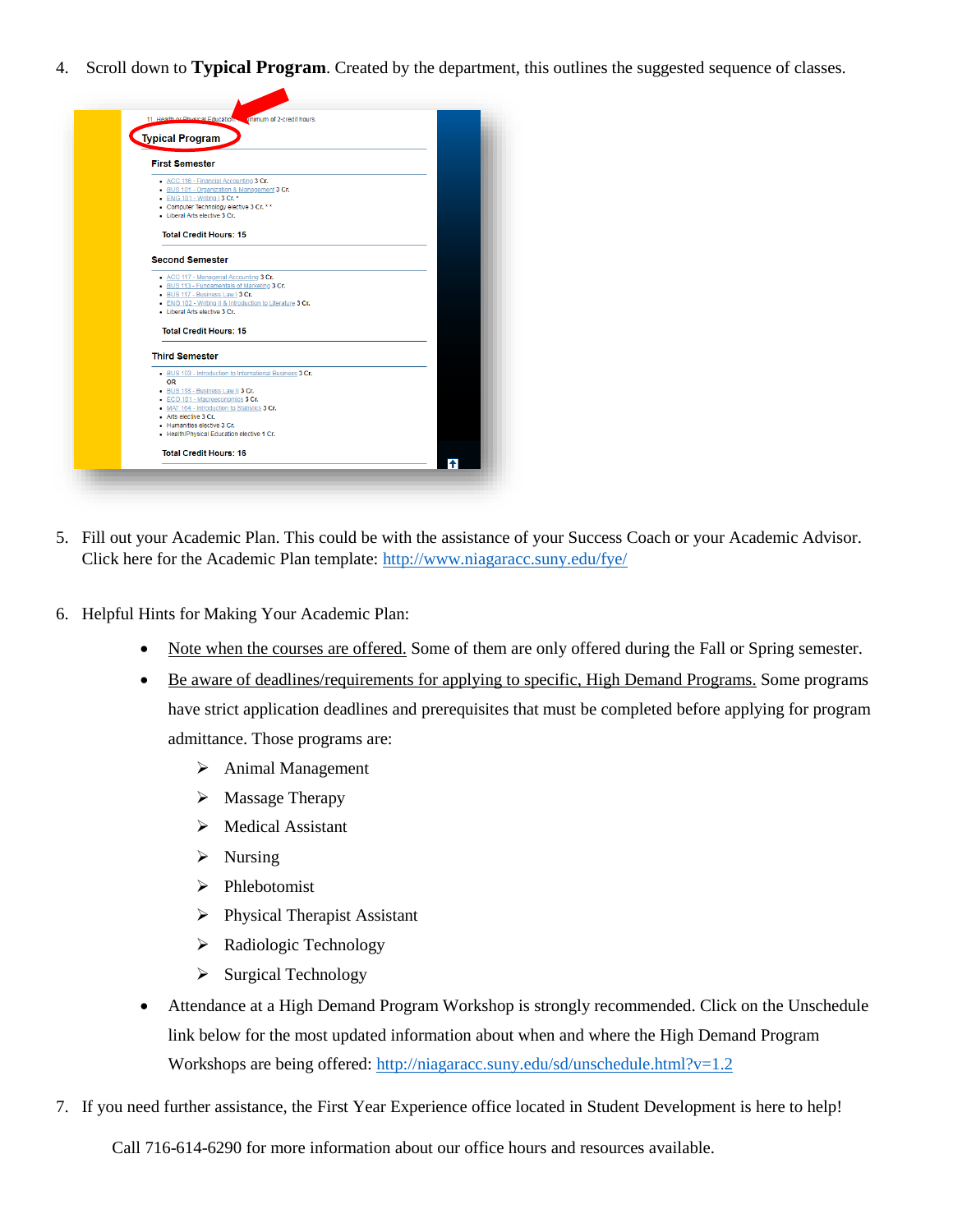4. Scroll down to **Typical Program**. Created by the department, this outlines the suggested sequence of classes.

5. Fill out your Academic Plan. This could be with the assistance of your Success Coach or your Academic Advisor. Click here for the Academic Plan template: http://www.niagaracc.suny.edu/fye/

6. Helpful Hints for Making Your Academic Plan:

   - Note when the courses are offered. Some of them are only offered during the Fall or Spring semester.
   - Be aware of deadlines/requirements for applying to specific, High Demand Programs. Some programs have strict application deadlines and prerequisites that must be completed before applying for program admittance. Those programs are:
     - Animal Management
     - Massage Therapy
     - Medical Assistant
     - Nursing
     - Phlebotomist
     - Physical Therapist Assistant
     - Radiologic Technology
     - Surgical Technology
   - Attendance at a High Demand Program Workshop is strongly recommended. Click on the Unschedule link below for the most updated information about when and where the High Demand Program Workshops are being offered: http://niagaracc.suny.edu/sd/unschedule.html?v=1.2

7. If you need further assistance, the First Year Experience office located in Student Development is here to help!

   Call 716-614-6290 for more information about our office hours and resources available.